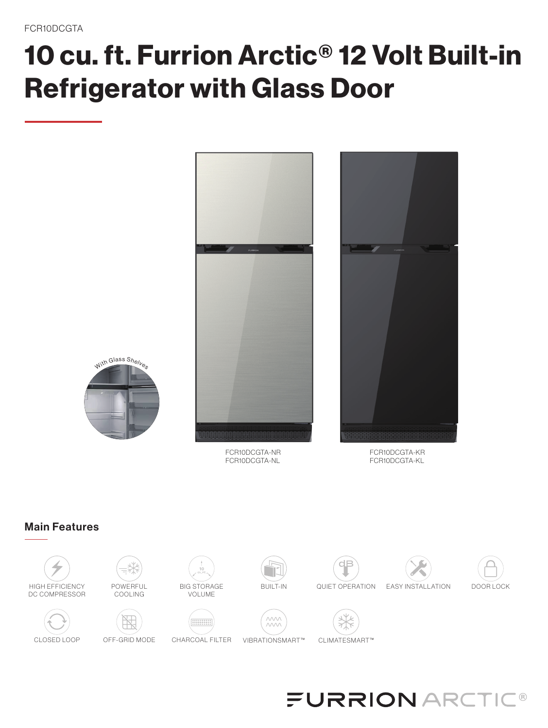FCR10DCGTA

# 10 cu. ft. Furrion Arctic® 12 Volt Built-in Refrigerator with Glass Door

With Glass Shelves

FCR10DCGTA-NR
FCR10DCGTA-NL

FCR10DCGTA-KR
FCR10DCGTA-KL

## Main Features

- HIGH EFFICIENCY DC COMPRESSOR
- POWERFUL COOLING
- BIG STORAGE VOLUME
- BUILT-IN
- QUIET OPERATION
- EASY INSTALLATION
- DOOR LOCK
- CLOSED LOOP
- OFF-GRID MODE
- CHARCOAL FILTER
- VIBRATIONSMART™
- CLIMATESMART™

FURRION ARCTIC®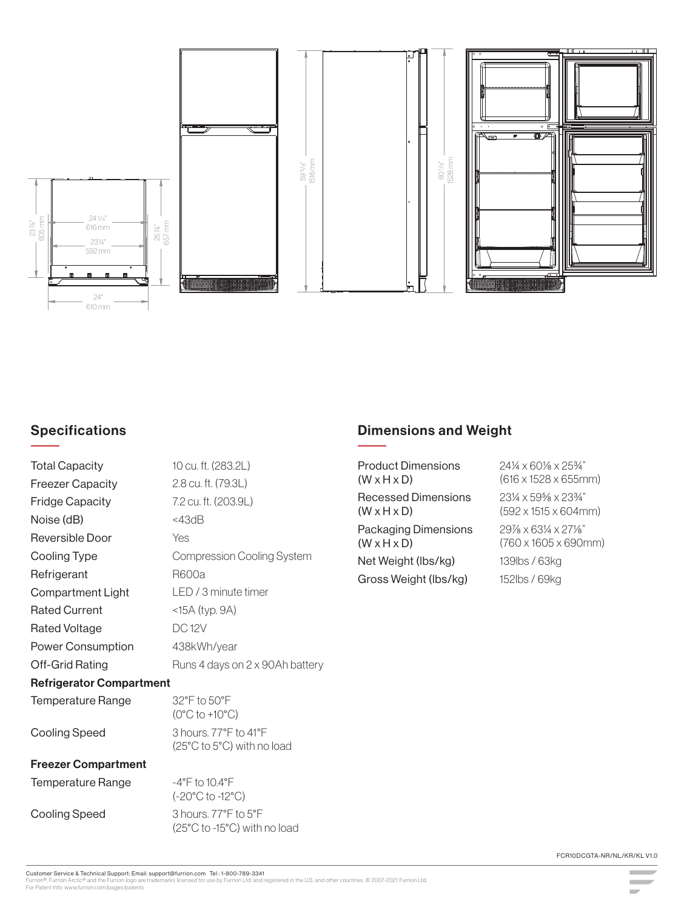23⅞"
605 mm

24¼"
616 mm

23¼"
592 mm

25⅞"
657 mm

24"
610 mm

59⅝"
1516 mm

60⅛"
1528 mm

## Specifications

| | |
|---|---|
| Total Capacity | 10 cu. ft. (283.2L) |
| Freezer Capacity | 2.8 cu. ft. (79.3L) |
| Fridge Capacity | 7.2 cu. ft. (203.9L) |
| Noise (dB) | <43dB |
| Reversible Door | Yes |
| Cooling Type | Compression Cooling System |
| Refrigerant | R600a |
| Compartment Light | LED / 3 minute timer |
| Rated Current | <15A (typ. 9A) |
| Rated Voltage | DC 12V |
| Power Consumption | 438kWh/year |
| Off-Grid Rating | Runs 4 days on 2 x 90Ah battery |
| **Refrigerator Compartment** | |
| Temperature Range | 32°F to 50°F (0°C to +10°C) |
| Cooling Speed | 3 hours. 77°F to 41°F (25°C to 5°C) with no load |
| **Freezer Compartment** | |
| Temperature Range | -4°F to 10.4°F (-20°C to -12°C) |
| Cooling Speed | 3 hours. 77°F to 5°F (25°C to -15°C) with no load |

## Dimensions and Weight

| | |
|---|---|
| Product Dimensions (W x H x D) | 24¼ x 60⅛ x 25¾" (616 x 1528 x 655mm) |
| Recessed Dimensions (W x H x D) | 23¼ x 59⅝ x 23¾" (592 x 1515 x 604mm) |
| Packaging Dimensions (W x H x D) | 29⅞ x 63¼ x 27⅛" (760 x 1605 x 690mm) |
| Net Weight (lbs/kg) | 139lbs / 63kg |
| Gross Weight (lbs/kg) | 152lbs / 69kg |

FCR10DCGTA-NR/NL/KR/KL V1.0

Customer Service & Technical Support: Email: support@furrion.com Tel: 1-800-789-3341
Furrion®, Furrion Arctic® and the Furrion logo are trademarks licensed for use by Furrion Ltd. and registered in the U.S. and other countries. © 2007-2021 Furrion Ltd.
For Patent Info: www.furrion.com/pages/patents